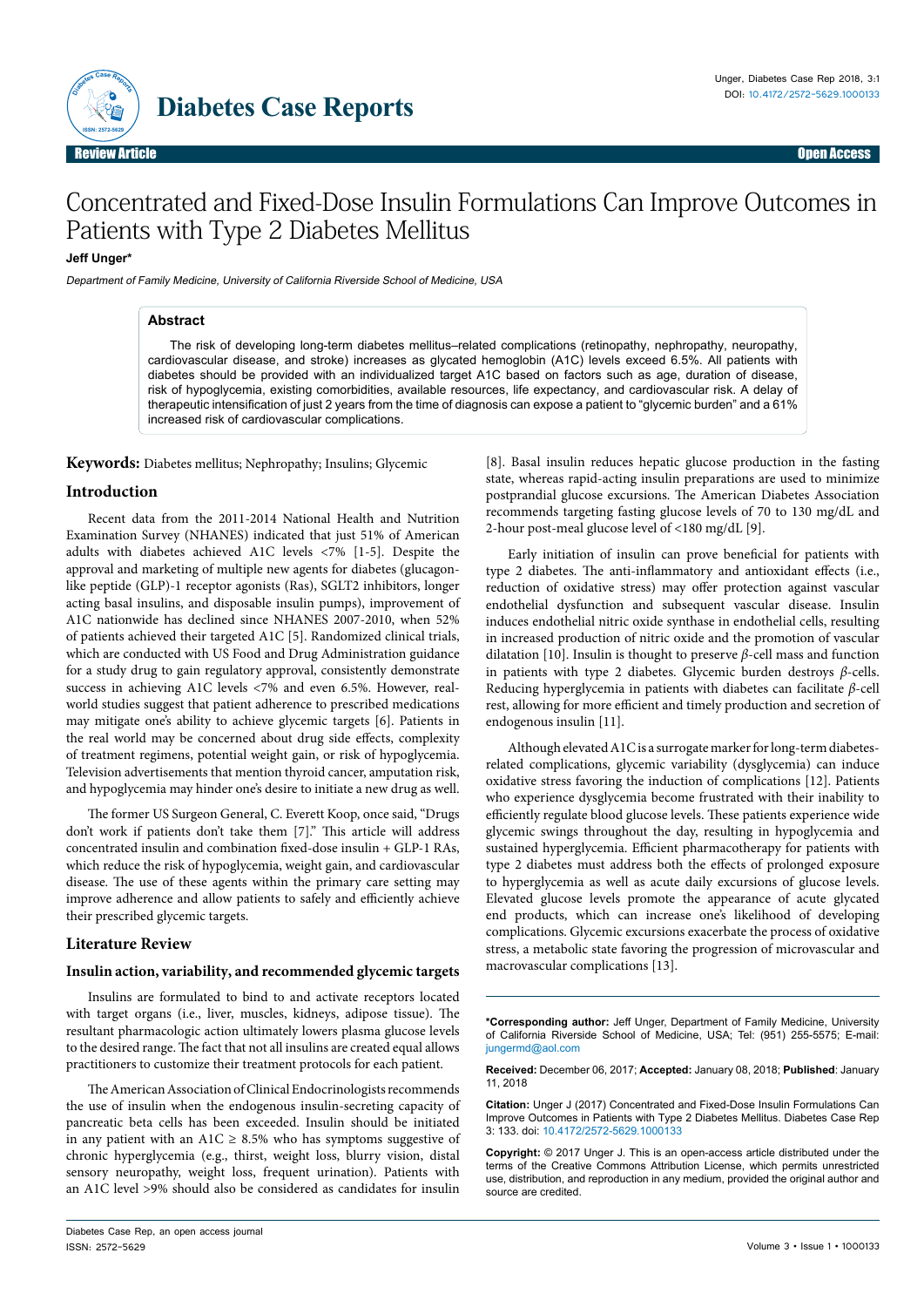# Concentrated and Fixed-Dose Insulin Formulations Can Improve Outcomes in Patients with Type 2 Diabetes Mellitus

**Jeff Unger***

*Department of Family Medicine, University of California Riverside School of Medicine, USA*

## Abstract

The risk of developing long-term diabetes mellitus–related complications (retinopathy, nephropathy, neuropathy, cardiovascular disease, and stroke) increases as glycated hemoglobin (A1C) levels exceed 6.5%. All patients with diabetes should be provided with an individualized target A1C based on factors such as age, duration of disease, risk of hypoglycemia, existing comorbidities, available resources, life expectancy, and cardiovascular risk. A delay of therapeutic intensification of just 2 years from the time of diagnosis can expose a patient to "glycemic burden" and a 61% increased risk of cardiovascular complications.

**Keywords:** Diabetes mellitus; Nephropathy; Insulins; Glycemic

## Introduction

Recent data from the 2011-2014 National Health and Nutrition Examination Survey (NHANES) indicated that just 51% of American adults with diabetes achieved A1C levels <7% [1-5]. Despite the approval and marketing of multiple new agents for diabetes (glucagon-like peptide (GLP)-1 receptor agonists (Ras), SGLT2 inhibitors, longer acting basal insulins, and disposable insulin pumps), improvement of A1C nationwide has declined since NHANES 2007-2010, when 52% of patients achieved their targeted A1C [5]. Randomized clinical trials, which are conducted with US Food and Drug Administration guidance for a study drug to gain regulatory approval, consistently demonstrate success in achieving A1C levels <7% and even 6.5%. However, real-world studies suggest that patient adherence to prescribed medications may mitigate one's ability to achieve glycemic targets [6]. Patients in the real world may be concerned about drug side effects, complexity of treatment regimens, potential weight gain, or risk of hypoglycemia. Television advertisements that mention thyroid cancer, amputation risk, and hypoglycemia may hinder one's desire to initiate a new drug as well.

The former US Surgeon General, C. Everett Koop, once said, "Drugs don't work if patients don't take them [7]." This article will address concentrated insulin and combination fixed-dose insulin + GLP-1 RAs, which reduce the risk of hypoglycemia, weight gain, and cardiovascular disease. The use of these agents within the primary care setting may improve adherence and allow patients to safely and efficiently achieve their prescribed glycemic targets.

## Literature Review

### Insulin action, variability, and recommended glycemic targets

Insulins are formulated to bind to and activate receptors located with target organs (i.e., liver, muscles, kidneys, adipose tissue). The resultant pharmacologic action ultimately lowers plasma glucose levels to the desired range. The fact that not all insulins are created equal allows practitioners to customize their treatment protocols for each patient.

The American Association of Clinical Endocrinologists recommends the use of insulin when the endogenous insulin-secreting capacity of pancreatic beta cells has been exceeded. Insulin should be initiated in any patient with an A1C ≥ 8.5% who has symptoms suggestive of chronic hyperglycemia (e.g., thirst, weight loss, blurry vision, distal sensory neuropathy, weight loss, frequent urination). Patients with an A1C level >9% should also be considered as candidates for insulin [8]. Basal insulin reduces hepatic glucose production in the fasting state, whereas rapid-acting insulin preparations are used to minimize postprandial glucose excursions. The American Diabetes Association recommends targeting fasting glucose levels of 70 to 130 mg/dL and 2-hour post-meal glucose level of <180 mg/dL [9].

Early initiation of insulin can prove beneficial for patients with type 2 diabetes. The anti-inflammatory and antioxidant effects (i.e., reduction of oxidative stress) may offer protection against vascular endothelial dysfunction and subsequent vascular disease. Insulin induces endothelial nitric oxide synthase in endothelial cells, resulting in increased production of nitric oxide and the promotion of vascular dilatation [10]. Insulin is thought to preserve $\beta$-cell mass and function in patients with type 2 diabetes. Glycemic burden destroys $\beta$-cells. Reducing hyperglycemia in patients with diabetes can facilitate $\beta$-cell rest, allowing for more efficient and timely production and secretion of endogenous insulin [11].

Although elevated A1C is a surrogate marker for long-term diabetes-related complications, glycemic variability (dysglycemia) can induce oxidative stress favoring the induction of complications [12]. Patients who experience dysglycemia become frustrated with their inability to efficiently regulate blood glucose levels. These patients experience wide glycemic swings throughout the day, resulting in hypoglycemia and sustained hyperglycemia. Efficient pharmacotherapy for patients with type 2 diabetes must address both the effects of prolonged exposure to hyperglycemia as well as acute daily excursions of glucose levels. Elevated glucose levels promote the appearance of acute glycated end products, which can increase one's likelihood of developing complications. Glycemic excursions exacerbate the process of oxidative stress, a metabolic state favoring the progression of microvascular and macrovascular complications [13].

---

**\*Corresponding author:** Jeff Unger, Department of Family Medicine, University of California Riverside School of Medicine, USA; Tel: (951) 255-5575; E-mail: jungermd@aol.com

**Received:** December 06, 2017; **Accepted:** January 08, 2018; **Published**: January 11, 2018

**Citation:** Unger J (2017) Concentrated and Fixed-Dose Insulin Formulations Can Improve Outcomes in Patients with Type 2 Diabetes Mellitus. Diabetes Case Rep 3: 133. doi: 10.4172/2572-5629.1000133

**Copyright:** © 2017 Unger J. This is an open-access article distributed under the terms of the Creative Commons Attribution License, which permits unrestricted use, distribution, and reproduction in any medium, provided the original author and source are credited.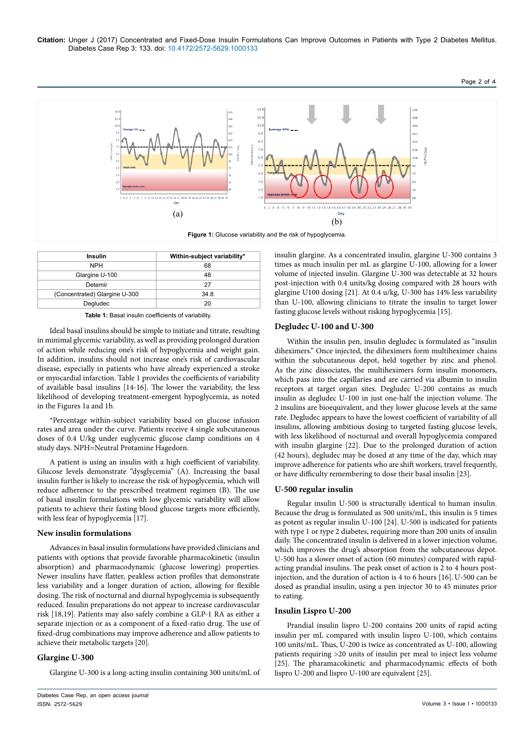(a)

(b)

**Figure 1:** Glucose variability and the risk of hypoglycemia.

| Insulin | Within-subject variability* |
|---|---|
| NPH | 68 |
| Glargine U-100 | 48 |
| Detemir | 27 |
| (Concentrated) Glargine U-300 | 34.8 |
| Degludec | 20 |

**Table 1:** Basal insulin coefficients of variability.

Ideal basal insulins should be simple to initiate and titrate, resulting in minimal glycemic variability, as well as providing prolonged duration of action while reducing one's risk of hypoglycemia and weight gain. In addition, insulins should not increase one's risk of cardiovascular disease, especially in patients who have already experienced a stroke or myocardial infarction. Table 1 provides the coefficients of variability of available basal insulins [14-16]. The lower the variability, the less likelihood of developing treatment-emergent hypoglycemia, as noted in the Figures 1a and 1b.

*Percentage within-subject variability based on glucose infusion rates and area under the curve. Patients receive 4 single subcutaneous doses of 0.4 U/kg under euglycemic glucose clamp conditions on 4 study days. NPH=Neutral Protamine Hagedorn.

A patient is using an insulin with a high coefficient of variability. Glucose levels demonstrate "dysglycemia" (A). Increasing the basal insulin further is likely to increase the risk of hypoglycemia, which will reduce adherence to the prescribed treatment regimen (B). The use of basal insulin formulations with low glycemic variability will allow patients to achieve their fasting blood glucose targets more efficiently, with less fear of hypoglycemia [17].

## New insulin formulations

Advances in basal insulin formulations have provided clinicians and patients with options that provide favorable pharmacokinetic (insulin absorption) and pharmacodynamic (glucose lowering) properties. Newer insulins have flatter, peakless action profiles that demonstrate less variability and a longer duration of action, allowing for flexible dosing. The risk of nocturnal and diurnal hypoglycemia is subsequently reduced. Insulin preparations do not appear to increase cardiovascular risk [18,19]. Patients may also safely combine a GLP-1 RA as either a separate injection or as a component of a fixed-ratio drug. The use of fixed-drug combinations may improve adherence and allow patients to achieve their metabolic targets [20].

## Glargine U-300

Glargine U-300 is a long-acting insulin containing 300 units/mL of insulin glargine. As a concentrated insulin, glargine U-300 contains 3 times as much insulin per mL as glargine U-100, allowing for a lower volume of injected insulin. Glargine U-300 was detectable at 32 hours post-injection with 0.4 units/kg dosing compared with 28 hours with glargine U100 dosing [21]. At 0.4 u/kg, U-300 has 14% less variability than U-100, allowing clinicians to titrate the insulin to target lower fasting glucose levels without risking hypoglycemia [15].

## Degludec U-100 and U-300

Within the insulin pen, insulin degludec is formulated as "insulin dihexímers." Once injected, the dihexímers form multihexímer chains within the subcutaneous depot, held together by zinc and phenol. As the zinc dissociates, the multihexímers form insulin monomers, which pass into the capillaries and are carried via albumin to insulin receptors at target organ sites. Degludec U-200 contains as much insulin as degludec U-100 in just one-half the injection volume. The 2 insulins are bioequivalent, and they lower glucose levels at the same rate. Degludec appears to have the lowest coefficient of variability of all insulins, allowing ambitious dosing to targeted fasting glucose levels, with less likelihood of nocturnal and overall hypoglycemia compared with insulin glargine [22]. Due to the prolonged duration of action (42 hours), degludec may be dosed at any time of the day, which may improve adherence for patients who are shift workers, travel frequently, or have difficulty remembering to dose their basal insulin [23].

## U-500 regular insulin

Regular insulin U-500 is structurally identical to human insulin. Because the drug is formulated as 500 units/mL, this insulin is 5 times as potent as regular insulin U-100 [24]. U-500 is indicated for patients with type 1 or type 2 diabetes, requiring more than 200 units of insulin daily. The concentrated insulin is delivered in a lower injection volume, which improves the drug's absorption from the subcutaneous depot. U-500 has a slower onset of action (60 minutes) compared with rapid-acting prandial insulins. The peak onset of action is 2 to 4 hours post-injection, and the duration of action is 4 to 6 hours [16]. U-500 can be dosed as prandial insulin, using a pen injector 30 to 45 minutes prior to eating.

## Insulin Lispro U-200

Prandial insulin lispro U-200 contains 200 units of rapid acting insulin per mL compared with insulin lispro U-100, which contains 100 units/mL. Thus, U-200 is twice as concentrated as U-100, allowing patients requiring >20 units of insulin per meal to inject less volume [25]. The pharamacokinetic and pharmacodynamic effects of both lispro U-200 and lispro U-100 are equivalent [25].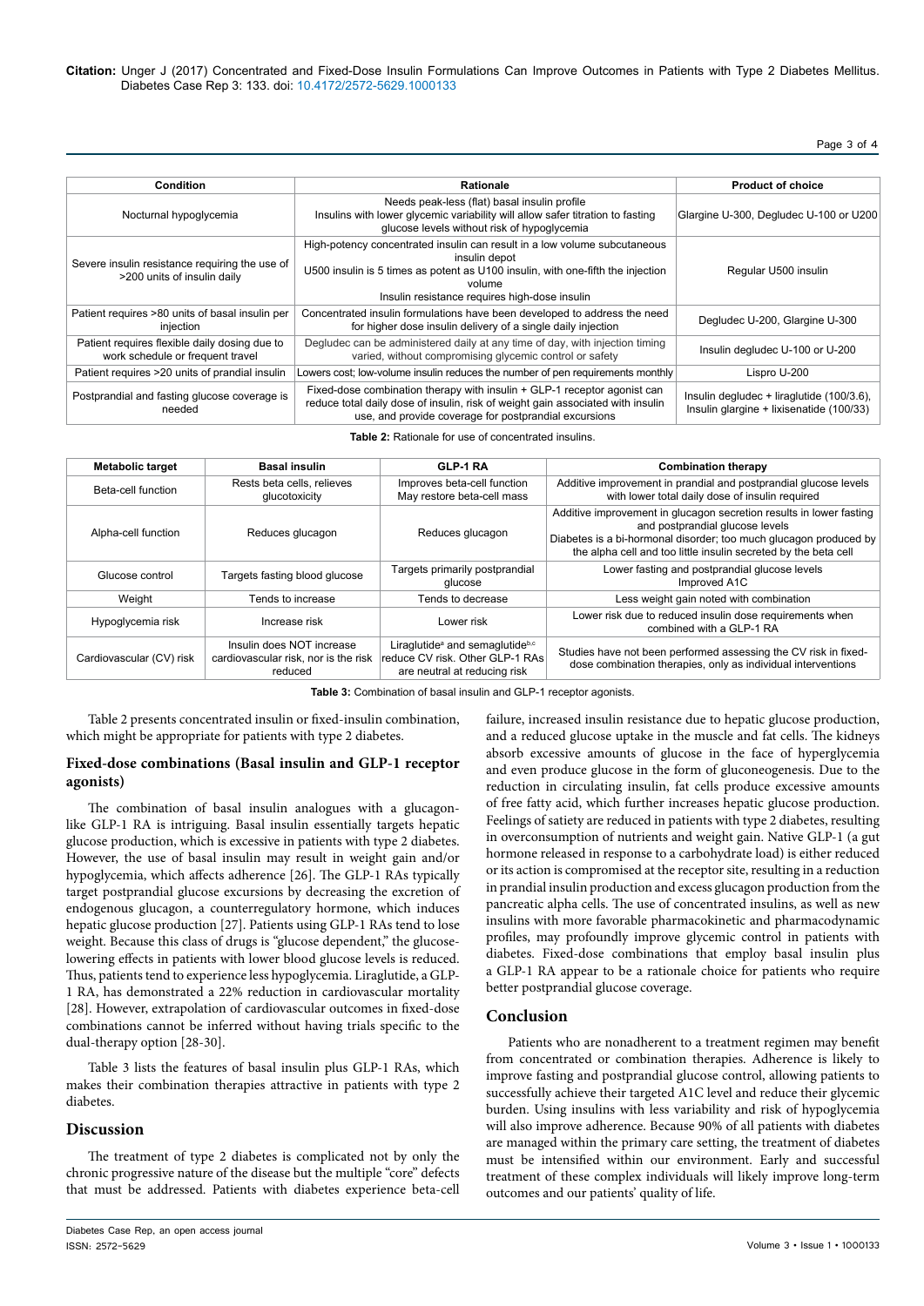| Condition | Rationale | Product of choice |
|---|---|---|
| Nocturnal hypoglycemia | Needs peak-less (flat) basal insulin profile<br>Insulins with lower glycemic variability will allow safer titration to fasting glucose levels without risk of hypoglycemia | Glargine U-300, Degludec U-100 or U200 |
| Severe insulin resistance requiring the use of >200 units of insulin daily | High-potency concentrated insulin can result in a low volume subcutaneous insulin depot<br>U500 insulin is 5 times as potent as U100 insulin, with one-fifth the injection volume<br>Insulin resistance requires high-dose insulin | Regular U500 insulin |
| Patient requires >80 units of basal insulin per injection | Concentrated insulin formulations have been developed to address the need for higher dose insulin delivery of a single daily injection | Degludec U-200, Glargine U-300 |
| Patient requires flexible daily dosing due to work schedule or frequent travel | Degludec can be administered daily at any time of day, with injection timing varied, without compromising glycemic control or safety | Insulin degludec U-100 or U-200 |
| Patient requires >20 units of prandial insulin | Lowers cost; low-volume insulin reduces the number of pen requirements monthly | Lispro U-200 |
| Postprandial and fasting glucose coverage is needed | Fixed-dose combination therapy with insulin + GLP-1 receptor agonist can reduce total daily dose of insulin, risk of weight gain associated with insulin use, and provide coverage for postprandial excursions | Insulin degludec + liraglutide (100/3.6), Insulin glargine + lixisenatide (100/33) |

**Table 2:** Rationale for use of concentrated insulins.

| Metabolic target | Basal insulin | GLP-1 RA | Combination therapy |
|---|---|---|---|
| Beta-cell function | Rests beta cells, relieves glucotoxicity | Improves beta-cell function<br>May restore beta-cell mass | Additive improvement in prandial and postprandial glucose levels with lower total daily dose of insulin required |
| Alpha-cell function | Reduces glucagon | Reduces glucagon | Additive improvement in glucagon secretion results in lower fasting and postprandial glucose levels<br>Diabetes is a bi-hormonal disorder; too much glucagon produced by the alpha cell and too little insulin secreted by the beta cell |
| Glucose control | Targets fasting blood glucose | Targets primarily postprandial glucose | Lower fasting and postprandial glucose levels<br>Improved A1C |
| Weight | Tends to increase | Tends to decrease | Less weight gain noted with combination |
| Hypoglycemia risk | Increase risk | Lower risk | Lower risk due to reduced insulin dose requirements when combined with a GLP-1 RA |
| Cardiovascular (CV) risk | Insulin does NOT increase cardiovascular risk, nor is the risk reduced | Liraglutide[a] and semaglutide[b,c] reduce CV risk. Other GLP-1 RAs are neutral at reducing risk | Studies have not been performed assessing the CV risk in fixed-dose combination therapies, only as individual interventions |

**Table 3:** Combination of basal insulin and GLP-1 receptor agonists.

Table 2 presents concentrated insulin or fixed-insulin combination, which might be appropriate for patients with type 2 diabetes.

## Fixed-dose combinations (Basal insulin and GLP-1 receptor agonists)

The combination of basal insulin analogues with a glucagon-like GLP-1 RA is intriguing. Basal insulin essentially targets hepatic glucose production, which is excessive in patients with type 2 diabetes. However, the use of basal insulin may result in weight gain and/or hypoglycemia, which affects adherence [26]. The GLP-1 RAs typically target postprandial glucose excursions by decreasing the excretion of endogenous glucagon, a counterregulatory hormone, which induces hepatic glucose production [27]. Patients using GLP-1 RAs tend to lose weight. Because this class of drugs is "glucose dependent," the glucose-lowering effects in patients with lower blood glucose levels is reduced. Thus, patients tend to experience less hypoglycemia. Liraglutide, a GLP-1 RA, has demonstrated a 22% reduction in cardiovascular mortality [28]. However, extrapolation of cardiovascular outcomes in fixed-dose combinations cannot be inferred without having trials specific to the dual-therapy option [28-30].

Table 3 lists the features of basal insulin plus GLP-1 RAs, which makes their combination therapies attractive in patients with type 2 diabetes.

## Discussion

The treatment of type 2 diabetes is complicated not by only the chronic progressive nature of the disease but the multiple "core" defects that must be addressed. Patients with diabetes experience beta-cell failure, increased insulin resistance due to hepatic glucose production, and a reduced glucose uptake in the muscle and fat cells. The kidneys absorb excessive amounts of glucose in the face of hyperglycemia and even produce glucose in the form of gluconeogenesis. Due to the reduction in circulating insulin, fat cells produce excessive amounts of free fatty acid, which further increases hepatic glucose production. Feelings of satiety are reduced in patients with type 2 diabetes, resulting in overconsumption of nutrients and weight gain. Native GLP-1 (a gut hormone released in response to a carbohydrate load) is either reduced or its action is compromised at the receptor site, resulting in a reduction in prandial insulin production and excess glucagon production from the pancreatic alpha cells. The use of concentrated insulins, as well as new insulins with more favorable pharmacokinetic and pharmacodynamic profiles, may profoundly improve glycemic control in patients with diabetes. Fixed-dose combinations that employ basal insulin plus a GLP-1 RA appear to be a rationale choice for patients who require better postprandial glucose coverage.

## Conclusion

Patients who are nonadherent to a treatment regimen may benefit from concentrated or combination therapies. Adherence is likely to improve fasting and postprandial glucose control, allowing patients to successfully achieve their targeted A1C level and reduce their glycemic burden. Using insulins with less variability and risk of hypoglycemia will also improve adherence. Because 90% of all patients with diabetes are managed within the primary care setting, the treatment of diabetes must be intensified within our environment. Early and successful treatment of these complex individuals will likely improve long-term outcomes and our patients' quality of life.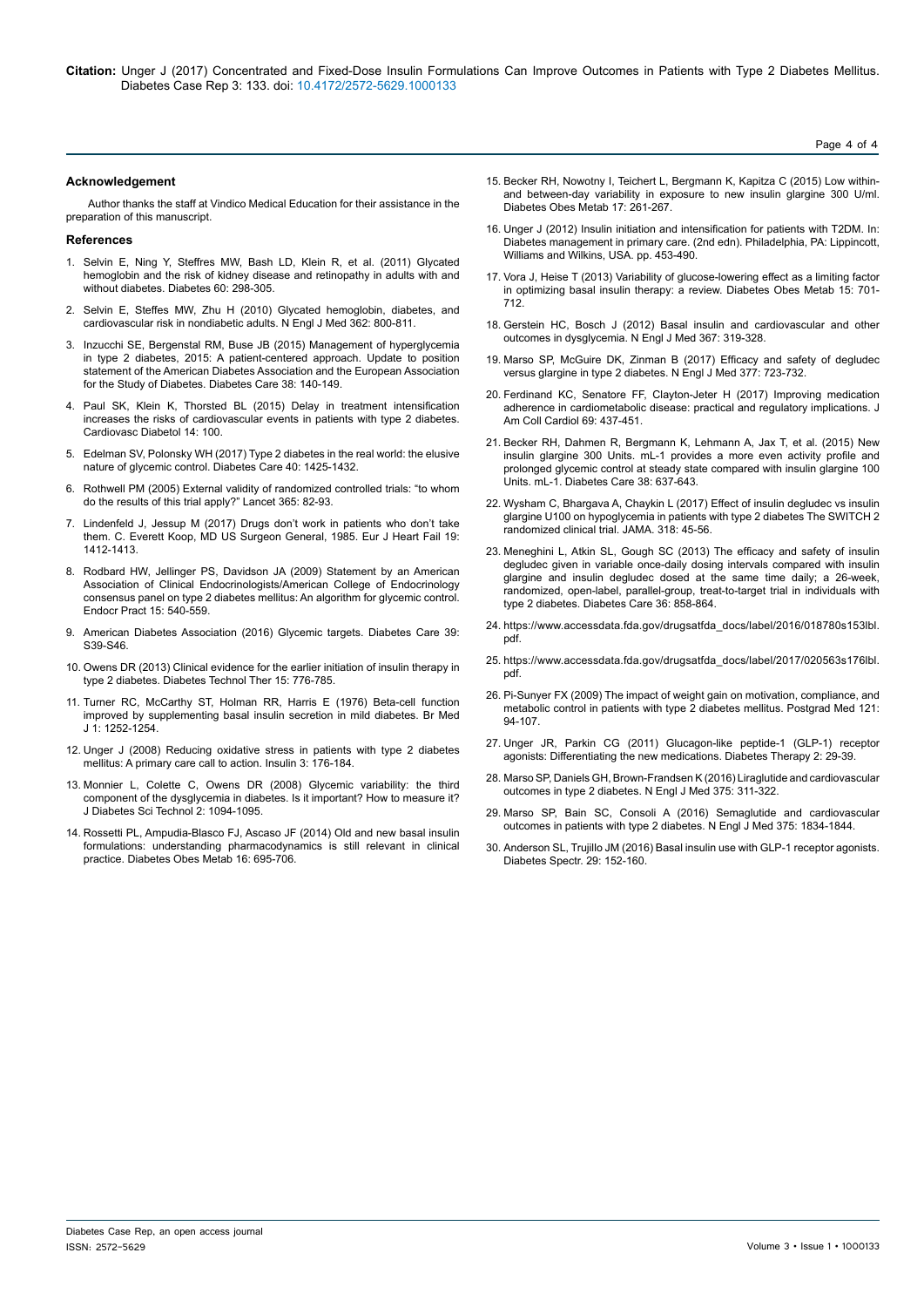### Acknowledgement

Author thanks the staff at Vindico Medical Education for their assistance in the preparation of this manuscript.

### References

1. Selvin E, Ning Y, Steffres MW, Bash LD, Klein R, et al. (2011) Glycated hemoglobin and the risk of kidney disease and retinopathy in adults with and without diabetes. Diabetes 60: 298-305.
2. Selvin E, Steffes MW, Zhu H (2010) Glycated hemoglobin, diabetes, and cardiovascular risk in nondiabetic adults. N Engl J Med 362: 800-811.
3. Inzucchi SE, Bergenstal RM, Buse JB (2015) Management of hyperglycemia in type 2 diabetes, 2015: A patient-centered approach. Update to position statement of the American Diabetes Association and the European Association for the Study of Diabetes. Diabetes Care 38: 140-149.
4. Paul SK, Klein K, Thorsted BL (2015) Delay in treatment intensification increases the risks of cardiovascular events in patients with type 2 diabetes. Cardiovasc Diabetol 14: 100.
5. Edelman SV, Polonsky WH (2017) Type 2 diabetes in the real world: the elusive nature of glycemic control. Diabetes Care 40: 1425-1432.
6. Rothwell PM (2005) External validity of randomized controlled trials: "to whom do the results of this trial apply?" Lancet 365: 82-93.
7. Lindenfeld J, Jessup M (2017) Drugs don't work in patients who don't take them. C. Everett Koop, MD US Surgeon General, 1985. Eur J Heart Fail 19: 1412-1413.
8. Rodbard HW, Jellinger PS, Davidson JA (2009) Statement by an American Association of Clinical Endocrinologists/American College of Endocrinology consensus panel on type 2 diabetes mellitus: An algorithm for glycemic control. Endocr Pract 15: 540-559.
9. American Diabetes Association (2016) Glycemic targets. Diabetes Care 39: S39-S46.
10. Owens DR (2013) Clinical evidence for the earlier initiation of insulin therapy in type 2 diabetes. Diabetes Technol Ther 15: 776-785.
11. Turner RC, McCarthy ST, Holman RR, Harris E (1976) Beta-cell function improved by supplementing basal insulin secretion in mild diabetes. Br Med J 1: 1252-1254.
12. Unger J (2008) Reducing oxidative stress in patients with type 2 diabetes mellitus: A primary care call to action. Insulin 3: 176-184.
13. Monnier L, Colette C, Owens DR (2008) Glycemic variability: the third component of the dysglycemia in diabetes. Is it important? How to measure it? J Diabetes Sci Technol 2: 1094-1095.
14. Rossetti PL, Ampudia-Blasco FJ, Ascaso JF (2014) Old and new basal insulin formulations: understanding pharmacodynamics is still relevant in clinical practice. Diabetes Obes Metab 16: 695-706.
15. Becker RH, Nowotny I, Teichert L, Bergmann K, Kapitza C (2015) Low within- and between-day variability in exposure to new insulin glargine 300 U/ml. Diabetes Obes Metab 17: 261-267.
16. Unger J (2012) Insulin initiation and intensification for patients with T2DM. In: Diabetes management in primary care. (2nd edn). Philadelphia, PA: Lippincott, Williams and Wilkins, USA. pp. 453-490.
17. Vora J, Heise T (2013) Variability of glucose-lowering effect as a limiting factor in optimizing basal insulin therapy: a review. Diabetes Obes Metab 15: 701-712.
18. Gerstein HC, Bosch J (2012) Basal insulin and cardiovascular and other outcomes in dysglycemia. N Engl J Med 367: 319-328.
19. Marso SP, McGuire DK, Zinman B (2017) Efficacy and safety of degludec versus glargine in type 2 diabetes. N Engl J Med 377: 723-732.
20. Ferdinand KC, Senatore FF, Clayton-Jeter H (2017) Improving medication adherence in cardiometabolic disease: practical and regulatory implications. J Am Coll Cardiol 69: 437-451.
21. Becker RH, Dahmen R, Bergmann K, Lehmann A, Jax T, et al. (2015) New insulin glargine 300 Units. mL-1 provides a more even activity profile and prolonged glycemic control at steady state compared with insulin glargine 100 Units. mL-1. Diabetes Care 38: 637-643.
22. Wysham C, Bhargava A, Chaykin L (2017) Effect of insulin degludec vs insulin glargine U100 on hypoglycemia in patients with type 2 diabetes The SWITCH 2 randomized clinical trial. JAMA. 318: 45-56.
23. Meneghini L, Atkin SL, Gough SC (2013) The efficacy and safety of insulin degludec given in variable once-daily dosing intervals compared with insulin glargine and insulin degludec dosed at the same time daily; a 26-week, randomized, open-label, parallel-group, treat-to-target trial in individuals with type 2 diabetes. Diabetes Care 36: 858-864.
24. https://www.accessdata.fda.gov/drugsatfda_docs/label/2016/018780s153lbl.pdf.
25. https://www.accessdata.fda.gov/drugsatfda_docs/label/2017/020563s176lbl.pdf.
26. Pi-Sunyer FX (2009) The impact of weight gain on motivation, compliance, and metabolic control in patients with type 2 diabetes mellitus. Postgrad Med 121: 94-107.
27. Unger JR, Parkin CG (2011) Glucagon-like peptide-1 (GLP-1) receptor agonists: Differentiating the new medications. Diabetes Therapy 2: 29-39.
28. Marso SP, Daniels GH, Brown-Frandsen K (2016) Liraglutide and cardiovascular outcomes in type 2 diabetes. N Engl J Med 375: 311-322.
29. Marso SP, Bain SC, Consoli A (2016) Semaglutide and cardiovascular outcomes in patients with type 2 diabetes. N Engl J Med 375: 1834-1844.
30. Anderson SL, Trujillo JM (2016) Basal insulin use with GLP-1 receptor agonists. Diabetes Spectr. 29: 152-160.